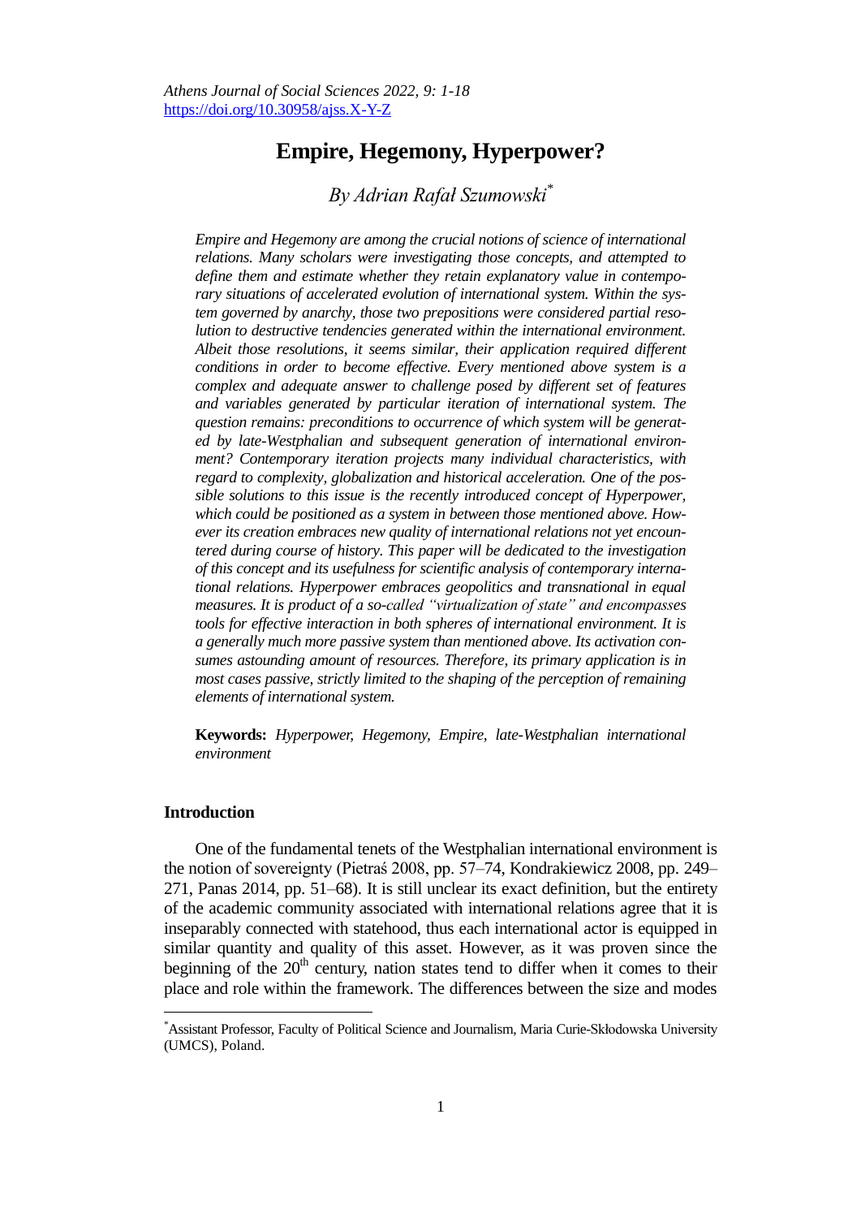# Empire, Hegemony, Hyperpower?

*By Adrian Rafał Szumowski*[*]

*Empire and Hegemony are among the crucial notions of science of international relations. Many scholars were investigating those concepts, and attempted to define them and estimate whether they retain explanatory value in contemporary situations of accelerated evolution of international system. Within the system governed by anarchy, those two prepositions were considered partial resolution to destructive tendencies generated within the international environment. Albeit those resolutions, it seems similar, their application required different conditions in order to become effective. Every mentioned above system is a complex and adequate answer to challenge posed by different set of features and variables generated by particular iteration of international system. The question remains: preconditions to occurrence of which system will be generated by late-Westphalian and subsequent generation of international environment? Contemporary iteration projects many individual characteristics, with regard to complexity, globalization and historical acceleration. One of the possible solutions to this issue is the recently introduced concept of Hyperpower, which could be positioned as a system in between those mentioned above. However its creation embraces new quality of international relations not yet encountered during course of history. This paper will be dedicated to the investigation of this concept and its usefulness for scientific analysis of contemporary international relations. Hyperpower embraces geopolitics and transnational in equal measures. It is product of a so-called "virtualization of state" and encompasses tools for effective interaction in both spheres of international environment. It is a generally much more passive system than mentioned above. Its activation consumes astounding amount of resources. Therefore, its primary application is in most cases passive, strictly limited to the shaping of the perception of remaining elements of international system.*

**Keywords:** *Hyperpower, Hegemony, Empire, late-Westphalian international environment*

## Introduction

One of the fundamental tenets of the Westphalian international environment is the notion of sovereignty (Pietraś 2008, pp. 57–74, Kondrakiewicz 2008, pp. 249–271, Panas 2014, pp. 51–68). It is still unclear its exact definition, but the entirety of the academic community associated with international relations agree that it is inseparably connected with statehood, thus each international actor is equipped in similar quantity and quality of this asset. However, as it was proven since the beginning of the 20th century, nation states tend to differ when it comes to their place and role within the framework. The differences between the size and modes

---

[*] Assistant Professor, Faculty of Political Science and Journalism, Maria Curie-Skłodowska University (UMCS), Poland.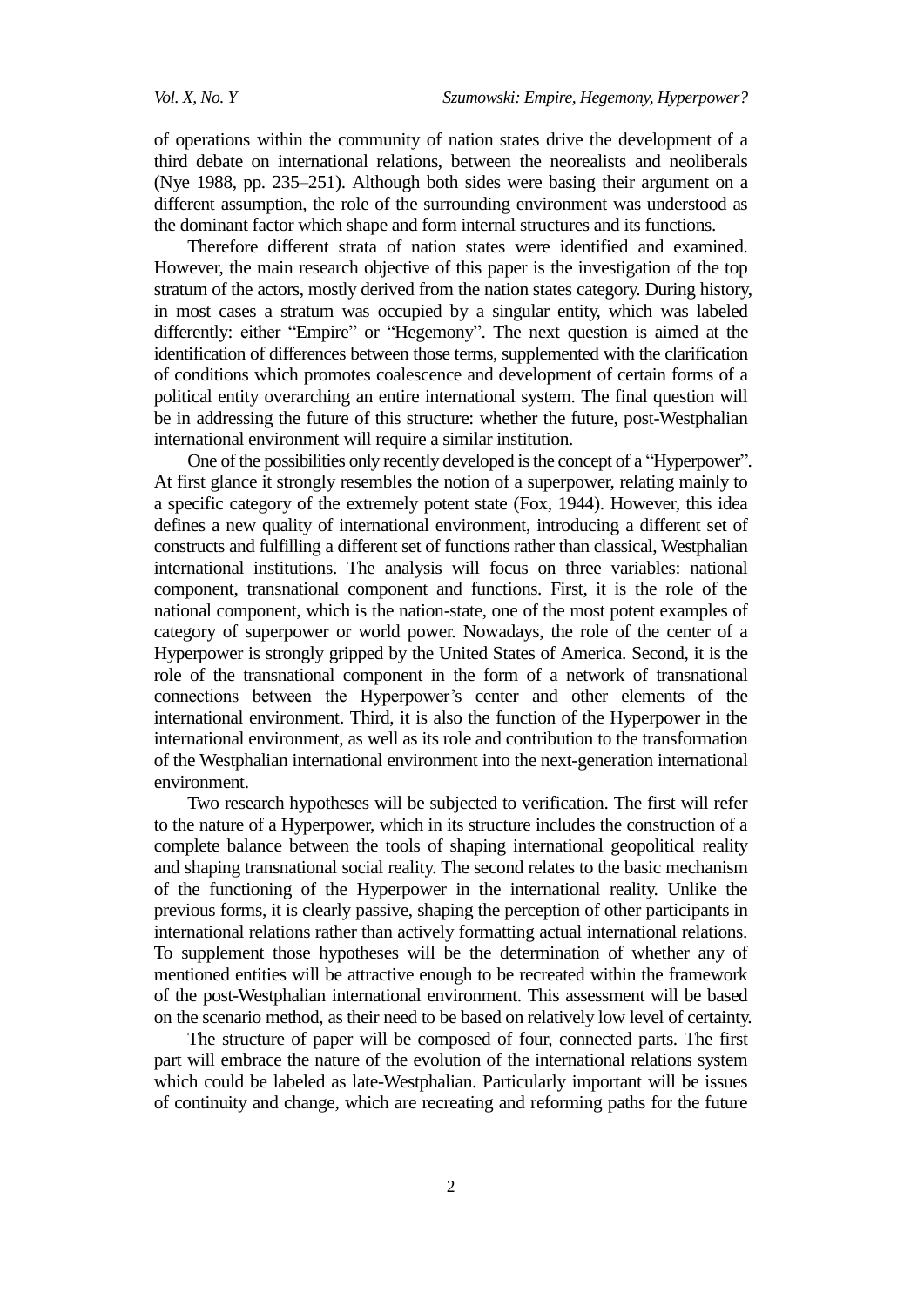of operations within the community of nation states drive the development of a third debate on international relations, between the neorealists and neoliberals (Nye 1988, pp. 235–251). Although both sides were basing their argument on a different assumption, the role of the surrounding environment was understood as the dominant factor which shape and form internal structures and its functions.

Therefore different strata of nation states were identified and examined. However, the main research objective of this paper is the investigation of the top stratum of the actors, mostly derived from the nation states category. During history, in most cases a stratum was occupied by a singular entity, which was labeled differently: either "Empire" or "Hegemony". The next question is aimed at the identification of differences between those terms, supplemented with the clarification of conditions which promotes coalescence and development of certain forms of a political entity overarching an entire international system. The final question will be in addressing the future of this structure: whether the future, post-Westphalian international environment will require a similar institution.

One of the possibilities only recently developed is the concept of a "Hyperpower". At first glance it strongly resembles the notion of a superpower, relating mainly to a specific category of the extremely potent state (Fox, 1944). However, this idea defines a new quality of international environment, introducing a different set of constructs and fulfilling a different set of functions rather than classical, Westphalian international institutions. The analysis will focus on three variables: national component, transnational component and functions. First, it is the role of the national component, which is the nation-state, one of the most potent examples of category of superpower or world power. Nowadays, the role of the center of a Hyperpower is strongly gripped by the United States of America. Second, it is the role of the transnational component in the form of a network of transnational connections between the Hyperpower's center and other elements of the international environment. Third, it is also the function of the Hyperpower in the international environment, as well as its role and contribution to the transformation of the Westphalian international environment into the next-generation international environment.

Two research hypotheses will be subjected to verification. The first will refer to the nature of a Hyperpower, which in its structure includes the construction of a complete balance between the tools of shaping international geopolitical reality and shaping transnational social reality. The second relates to the basic mechanism of the functioning of the Hyperpower in the international reality. Unlike the previous forms, it is clearly passive, shaping the perception of other participants in international relations rather than actively formatting actual international relations. To supplement those hypotheses will be the determination of whether any of mentioned entities will be attractive enough to be recreated within the framework of the post-Westphalian international environment. This assessment will be based on the scenario method, as their need to be based on relatively low level of certainty.

The structure of paper will be composed of four, connected parts. The first part will embrace the nature of the evolution of the international relations system which could be labeled as late-Westphalian. Particularly important will be issues of continuity and change, which are recreating and reforming paths for the future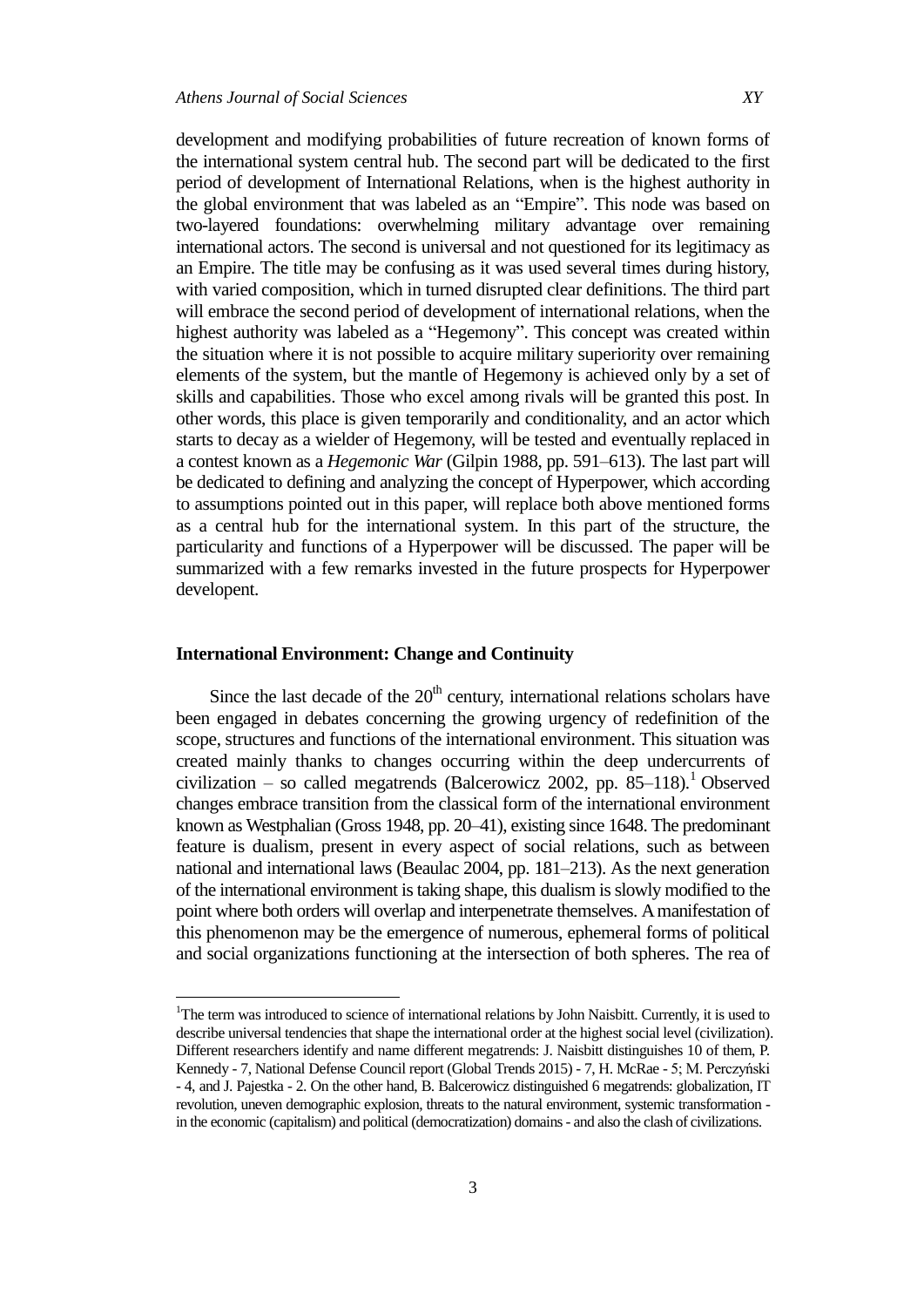development and modifying probabilities of future recreation of known forms of the international system central hub. The second part will be dedicated to the first period of development of International Relations, when is the highest authority in the global environment that was labeled as an "Empire". This node was based on two-layered foundations: overwhelming military advantage over remaining international actors. The second is universal and not questioned for its legitimacy as an Empire. The title may be confusing as it was used several times during history, with varied composition, which in turned disrupted clear definitions. The third part will embrace the second period of development of international relations, when the highest authority was labeled as a "Hegemony". This concept was created within the situation where it is not possible to acquire military superiority over remaining elements of the system, but the mantle of Hegemony is achieved only by a set of skills and capabilities. Those who excel among rivals will be granted this post. In other words, this place is given temporarily and conditionality, and an actor which starts to decay as a wielder of Hegemony, will be tested and eventually replaced in a contest known as a *Hegemonic War* (Gilpin 1988, pp. 591–613). The last part will be dedicated to defining and analyzing the concept of Hyperpower, which according to assumptions pointed out in this paper, will replace both above mentioned forms as a central hub for the international system. In this part of the structure, the particularity and functions of a Hyperpower will be discussed. The paper will be summarized with a few remarks invested in the future prospects for Hyperpower developent.

## International Environment: Change and Continuity

Since the last decade of the 20th century, international relations scholars have been engaged in debates concerning the growing urgency of redefinition of the scope, structures and functions of the international environment. This situation was created mainly thanks to changes occurring within the deep undercurrents of civilization – so called megatrends (Balcerowicz 2002, pp. 85–118).[1] Observed changes embrace transition from the classical form of the international environment known as Westphalian (Gross 1948, pp. 20–41), existing since 1648. The predominant feature is dualism, present in every aspect of social relations, such as between national and international laws (Beaulac 2004, pp. 181–213). As the next generation of the international environment is taking shape, this dualism is slowly modified to the point where both orders will overlap and interpenetrate themselves. A manifestation of this phenomenon may be the emergence of numerous, ephemeral forms of political and social organizations functioning at the intersection of both spheres. The rea of

[1] The term was introduced to science of international relations by John Naisbitt. Currently, it is used to describe universal tendencies that shape the international order at the highest social level (civilization). Different researchers identify and name different megatrends: J. Naisbitt distinguishes 10 of them, P. Kennedy - 7, National Defense Council report (Global Trends 2015) - 7, H. McRae - 5; M. Perczyński - 4, and J. Pajestka - 2. On the other hand, B. Balcerowicz distinguished 6 megatrends: globalization, IT revolution, uneven demographic explosion, threats to the natural environment, systemic transformation - in the economic (capitalism) and political (democratization) domains - and also the clash of civilizations.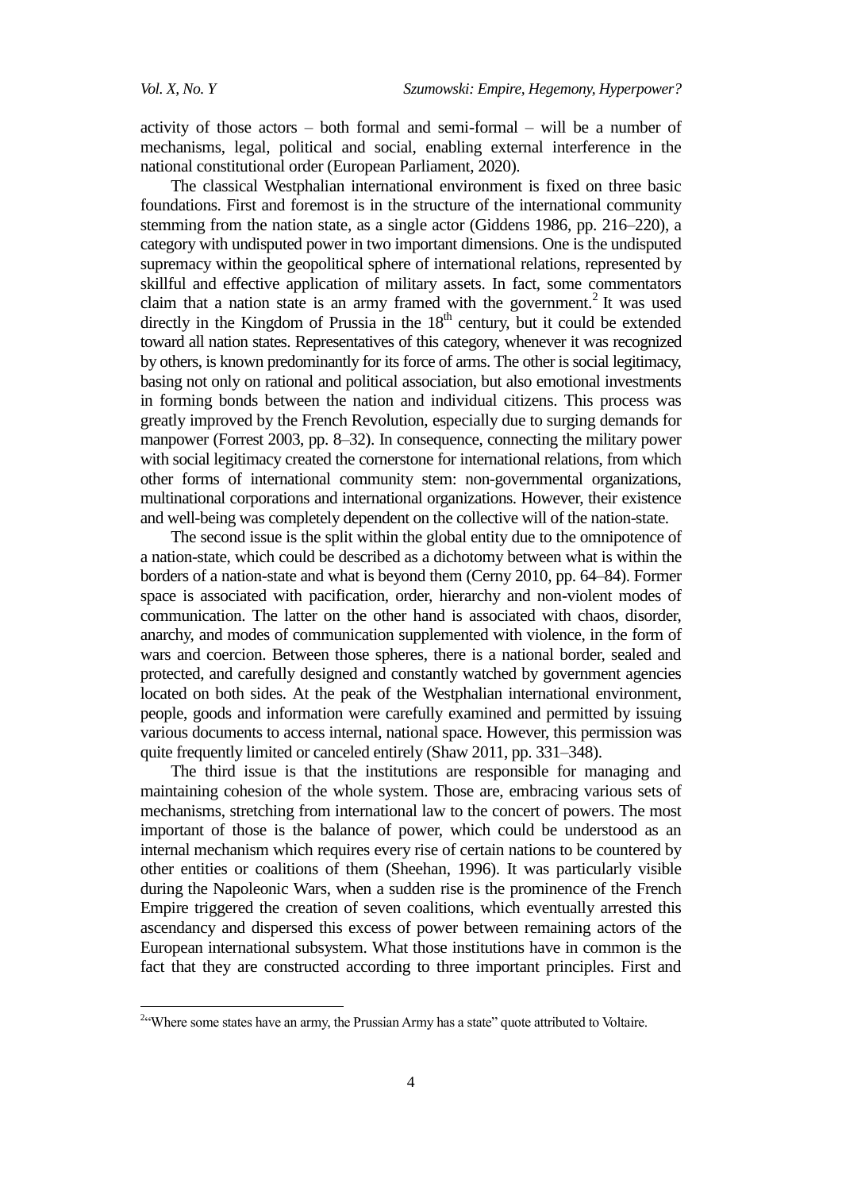activity of those actors – both formal and semi-formal – will be a number of mechanisms, legal, political and social, enabling external interference in the national constitutional order (European Parliament, 2020).

The classical Westphalian international environment is fixed on three basic foundations. First and foremost is in the structure of the international community stemming from the nation state, as a single actor (Giddens 1986, pp. 216–220), a category with undisputed power in two important dimensions. One is the undisputed supremacy within the geopolitical sphere of international relations, represented by skillful and effective application of military assets. In fact, some commentators claim that a nation state is an army framed with the government.[2] It was used directly in the Kingdom of Prussia in the 18th century, but it could be extended toward all nation states. Representatives of this category, whenever it was recognized by others, is known predominantly for its force of arms. The other is social legitimacy, basing not only on rational and political association, but also emotional investments in forming bonds between the nation and individual citizens. This process was greatly improved by the French Revolution, especially due to surging demands for manpower (Forrest 2003, pp. 8–32). In consequence, connecting the military power with social legitimacy created the cornerstone for international relations, from which other forms of international community stem: non-governmental organizations, multinational corporations and international organizations. However, their existence and well-being was completely dependent on the collective will of the nation-state.

The second issue is the split within the global entity due to the omnipotence of a nation-state, which could be described as a dichotomy between what is within the borders of a nation-state and what is beyond them (Cerny 2010, pp. 64–84). Former space is associated with pacification, order, hierarchy and non-violent modes of communication. The latter on the other hand is associated with chaos, disorder, anarchy, and modes of communication supplemented with violence, in the form of wars and coercion. Between those spheres, there is a national border, sealed and protected, and carefully designed and constantly watched by government agencies located on both sides. At the peak of the Westphalian international environment, people, goods and information were carefully examined and permitted by issuing various documents to access internal, national space. However, this permission was quite frequently limited or canceled entirely (Shaw 2011, pp. 331–348).

The third issue is that the institutions are responsible for managing and maintaining cohesion of the whole system. Those are, embracing various sets of mechanisms, stretching from international law to the concert of powers. The most important of those is the balance of power, which could be understood as an internal mechanism which requires every rise of certain nations to be countered by other entities or coalitions of them (Sheehan, 1996). It was particularly visible during the Napoleonic Wars, when a sudden rise is the prominence of the French Empire triggered the creation of seven coalitions, which eventually arrested this ascendancy and dispersed this excess of power between remaining actors of the European international subsystem. What those institutions have in common is the fact that they are constructed according to three important principles. First and

---

[2] "Where some states have an army, the Prussian Army has a state" quote attributed to Voltaire.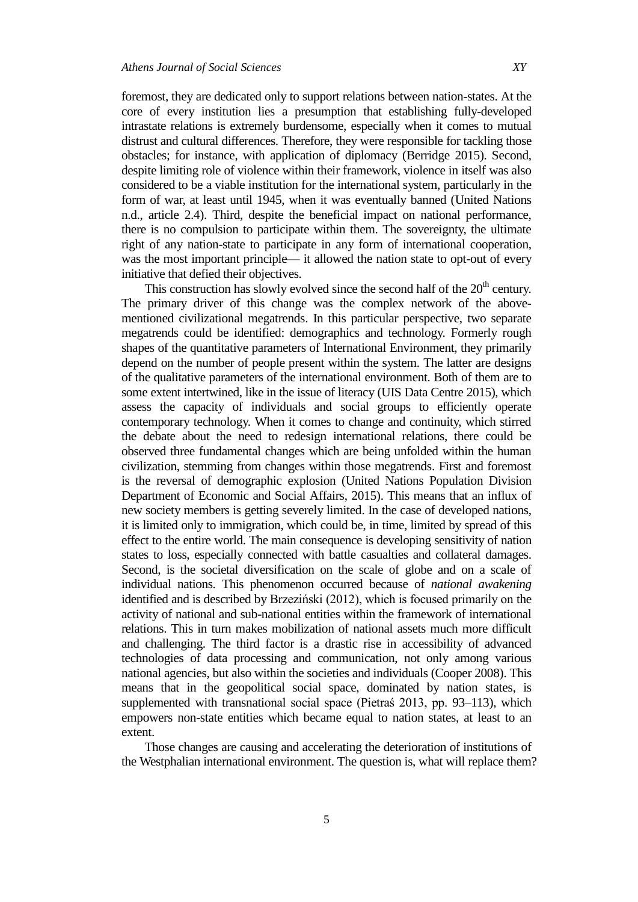foremost, they are dedicated only to support relations between nation-states. At the core of every institution lies a presumption that establishing fully-developed intrastate relations is extremely burdensome, especially when it comes to mutual distrust and cultural differences. Therefore, they were responsible for tackling those obstacles; for instance, with application of diplomacy (Berridge 2015). Second, despite limiting role of violence within their framework, violence in itself was also considered to be a viable institution for the international system, particularly in the form of war, at least until 1945, when it was eventually banned (United Nations n.d., article 2.4). Third, despite the beneficial impact on national performance, there is no compulsion to participate within them. The sovereignty, the ultimate right of any nation-state to participate in any form of international cooperation, was the most important principle— it allowed the nation state to opt-out of every initiative that defied their objectives.

This construction has slowly evolved since the second half of the 20th century. The primary driver of this change was the complex network of the above-mentioned civilizational megatrends. In this particular perspective, two separate megatrends could be identified: demographics and technology. Formerly rough shapes of the quantitative parameters of International Environment, they primarily depend on the number of people present within the system. The latter are designs of the qualitative parameters of the international environment. Both of them are to some extent intertwined, like in the issue of literacy (UIS Data Centre 2015), which assess the capacity of individuals and social groups to efficiently operate contemporary technology. When it comes to change and continuity, which stirred the debate about the need to redesign international relations, there could be observed three fundamental changes which are being unfolded within the human civilization, stemming from changes within those megatrends. First and foremost is the reversal of demographic explosion (United Nations Population Division Department of Economic and Social Affairs, 2015). This means that an influx of new society members is getting severely limited. In the case of developed nations, it is limited only to immigration, which could be, in time, limited by spread of this effect to the entire world. The main consequence is developing sensitivity of nation states to loss, especially connected with battle casualties and collateral damages. Second, is the societal diversification on the scale of globe and on a scale of individual nations. This phenomenon occurred because of *national awakening* identified and is described by Brzeziński (2012), which is focused primarily on the activity of national and sub-national entities within the framework of international relations. This in turn makes mobilization of national assets much more difficult and challenging. The third factor is a drastic rise in accessibility of advanced technologies of data processing and communication, not only among various national agencies, but also within the societies and individuals (Cooper 2008). This means that in the geopolitical social space, dominated by nation states, is supplemented with transnational social space (Pietraś 2013, pp. 93–113), which empowers non-state entities which became equal to nation states, at least to an extent.

Those changes are causing and accelerating the deterioration of institutions of the Westphalian international environment. The question is, what will replace them?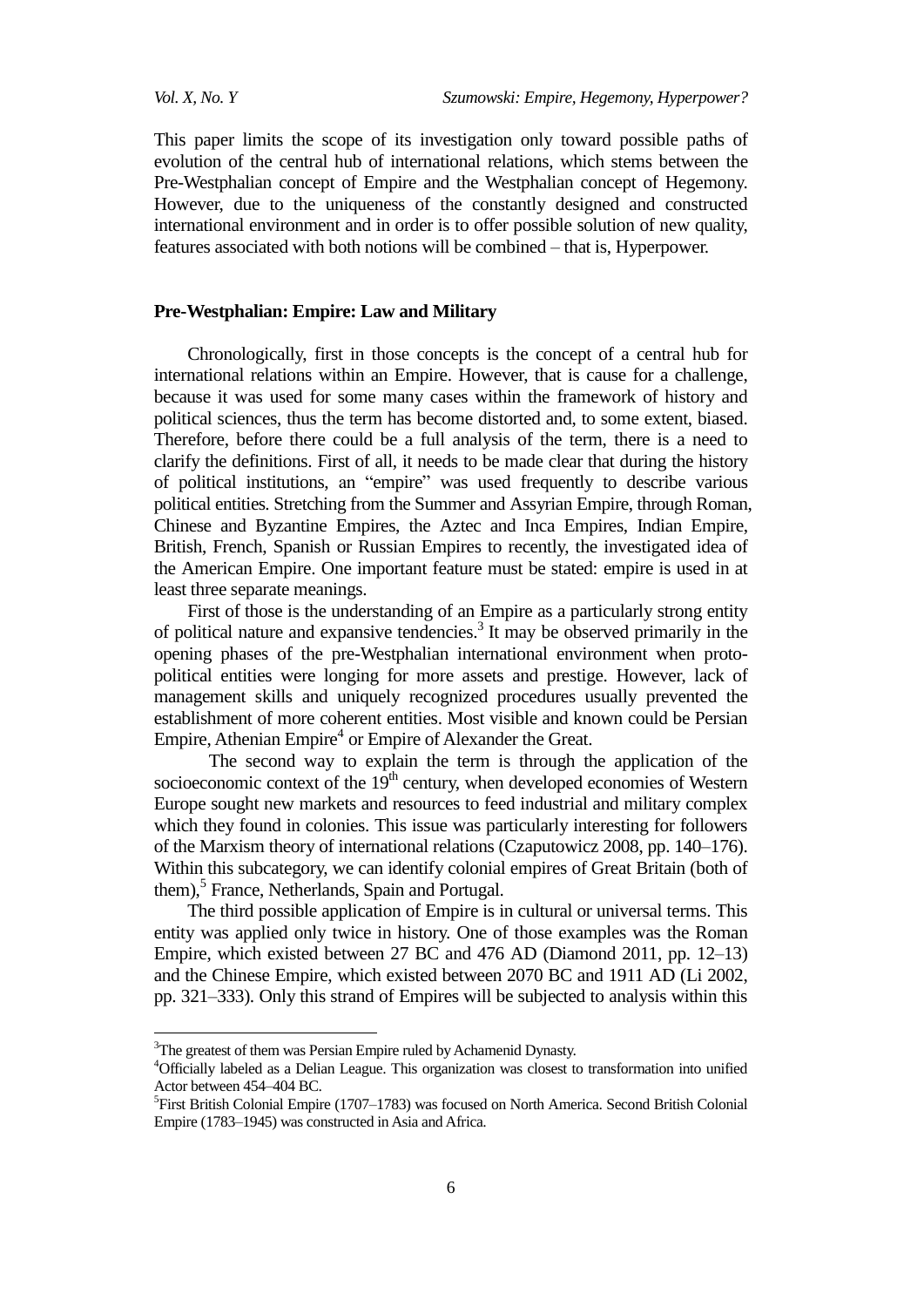This paper limits the scope of its investigation only toward possible paths of evolution of the central hub of international relations, which stems between the Pre-Westphalian concept of Empire and the Westphalian concept of Hegemony. However, due to the uniqueness of the constantly designed and constructed international environment and in order is to offer possible solution of new quality, features associated with both notions will be combined – that is, Hyperpower.

## Pre-Westphalian: Empire: Law and Military

Chronologically, first in those concepts is the concept of a central hub for international relations within an Empire. However, that is cause for a challenge, because it was used for some many cases within the framework of history and political sciences, thus the term has become distorted and, to some extent, biased. Therefore, before there could be a full analysis of the term, there is a need to clarify the definitions. First of all, it needs to be made clear that during the history of political institutions, an "empire" was used frequently to describe various political entities. Stretching from the Summer and Assyrian Empire, through Roman, Chinese and Byzantine Empires, the Aztec and Inca Empires, Indian Empire, British, French, Spanish or Russian Empires to recently, the investigated idea of the American Empire. One important feature must be stated: empire is used in at least three separate meanings.

First of those is the understanding of an Empire as a particularly strong entity of political nature and expansive tendencies.[3] It may be observed primarily in the opening phases of the pre-Westphalian international environment when proto-political entities were longing for more assets and prestige. However, lack of management skills and uniquely recognized procedures usually prevented the establishment of more coherent entities. Most visible and known could be Persian Empire, Athenian Empire[4] or Empire of Alexander the Great.

The second way to explain the term is through the application of the socioeconomic context of the 19th century, when developed economies of Western Europe sought new markets and resources to feed industrial and military complex which they found in colonies. This issue was particularly interesting for followers of the Marxism theory of international relations (Czaputowicz 2008, pp. 140–176). Within this subcategory, we can identify colonial empires of Great Britain (both of them),[5] France, Netherlands, Spain and Portugal.

The third possible application of Empire is in cultural or universal terms. This entity was applied only twice in history. One of those examples was the Roman Empire, which existed between 27 BC and 476 AD (Diamond 2011, pp. 12–13) and the Chinese Empire, which existed between 2070 BC and 1911 AD (Li 2002, pp. 321–333). Only this strand of Empires will be subjected to analysis within this

---

[3] The greatest of them was Persian Empire ruled by Achamenid Dynasty.

[4] Officially labeled as a Delian League. This organization was closest to transformation into unified Actor between 454–404 BC.

[5] First British Colonial Empire (1707–1783) was focused on North America. Second British Colonial Empire (1783–1945) was constructed in Asia and Africa.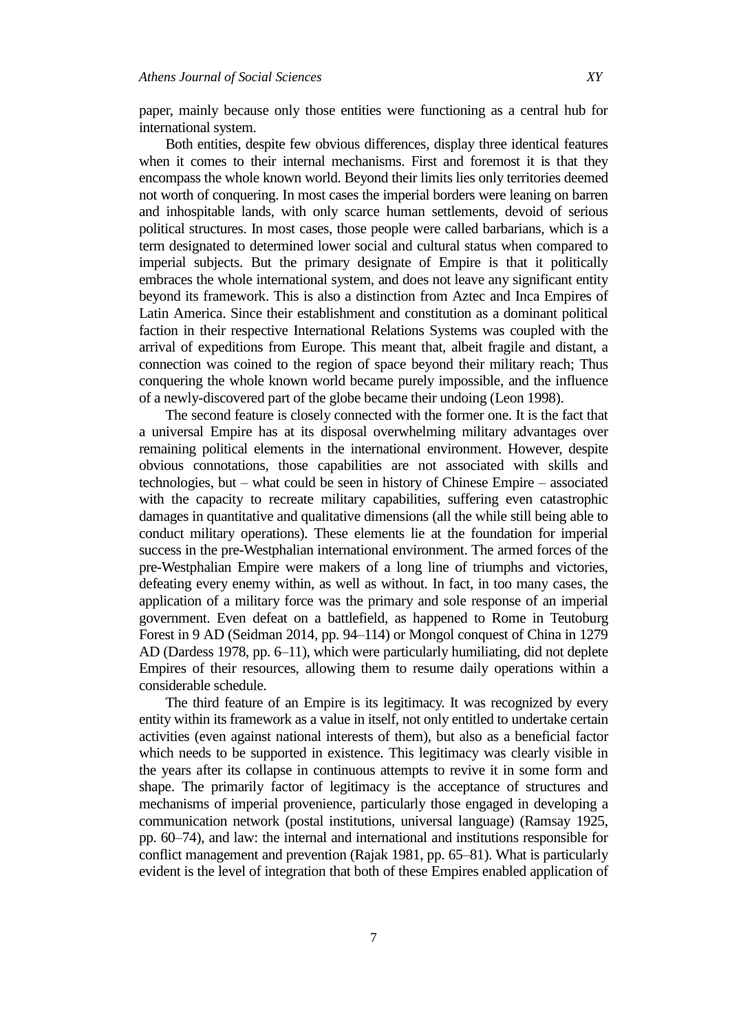paper, mainly because only those entities were functioning as a central hub for international system.

Both entities, despite few obvious differences, display three identical features when it comes to their internal mechanisms. First and foremost it is that they encompass the whole known world. Beyond their limits lies only territories deemed not worth of conquering. In most cases the imperial borders were leaning on barren and inhospitable lands, with only scarce human settlements, devoid of serious political structures. In most cases, those people were called barbarians, which is a term designated to determined lower social and cultural status when compared to imperial subjects. But the primary designate of Empire is that it politically embraces the whole international system, and does not leave any significant entity beyond its framework. This is also a distinction from Aztec and Inca Empires of Latin America. Since their establishment and constitution as a dominant political faction in their respective International Relations Systems was coupled with the arrival of expeditions from Europe. This meant that, albeit fragile and distant, a connection was coined to the region of space beyond their military reach; Thus conquering the whole known world became purely impossible, and the influence of a newly-discovered part of the globe became their undoing (Leon 1998).

The second feature is closely connected with the former one. It is the fact that a universal Empire has at its disposal overwhelming military advantages over remaining political elements in the international environment. However, despite obvious connotations, those capabilities are not associated with skills and technologies, but – what could be seen in history of Chinese Empire – associated with the capacity to recreate military capabilities, suffering even catastrophic damages in quantitative and qualitative dimensions (all the while still being able to conduct military operations). These elements lie at the foundation for imperial success in the pre-Westphalian international environment. The armed forces of the pre-Westphalian Empire were makers of a long line of triumphs and victories, defeating every enemy within, as well as without. In fact, in too many cases, the application of a military force was the primary and sole response of an imperial government. Even defeat on a battlefield, as happened to Rome in Teutoburg Forest in 9 AD (Seidman 2014, pp. 94–114) or Mongol conquest of China in 1279 AD (Dardess 1978, pp. 6–11), which were particularly humiliating, did not deplete Empires of their resources, allowing them to resume daily operations within a considerable schedule.

The third feature of an Empire is its legitimacy. It was recognized by every entity within its framework as a value in itself, not only entitled to undertake certain activities (even against national interests of them), but also as a beneficial factor which needs to be supported in existence. This legitimacy was clearly visible in the years after its collapse in continuous attempts to revive it in some form and shape. The primarily factor of legitimacy is the acceptance of structures and mechanisms of imperial provenience, particularly those engaged in developing a communication network (postal institutions, universal language) (Ramsay 1925, pp. 60–74), and law: the internal and international and institutions responsible for conflict management and prevention (Rajak 1981, pp. 65–81). What is particularly evident is the level of integration that both of these Empires enabled application of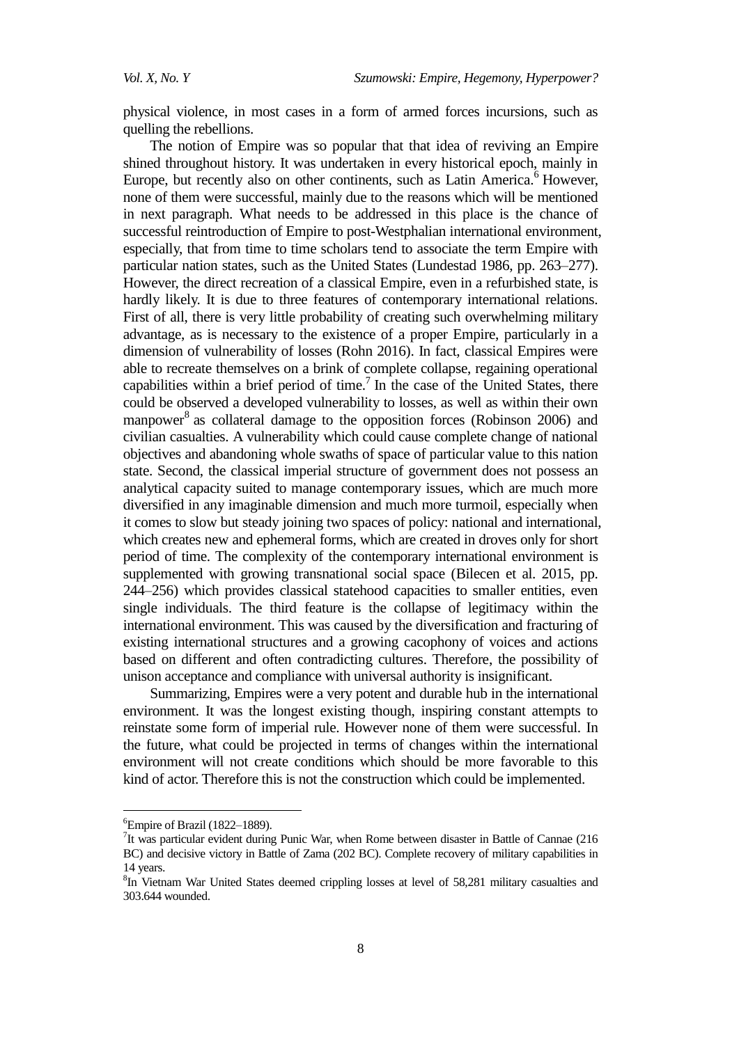physical violence, in most cases in a form of armed forces incursions, such as quelling the rebellions.

The notion of Empire was so popular that that idea of reviving an Empire shined throughout history. It was undertaken in every historical epoch, mainly in Europe, but recently also on other continents, such as Latin America.[6] However, none of them were successful, mainly due to the reasons which will be mentioned in next paragraph. What needs to be addressed in this place is the chance of successful reintroduction of Empire to post-Westphalian international environment, especially, that from time to time scholars tend to associate the term Empire with particular nation states, such as the United States (Lundestad 1986, pp. 263–277). However, the direct recreation of a classical Empire, even in a refurbished state, is hardly likely. It is due to three features of contemporary international relations. First of all, there is very little probability of creating such overwhelming military advantage, as is necessary to the existence of a proper Empire, particularly in a dimension of vulnerability of losses (Rohn 2016). In fact, classical Empires were able to recreate themselves on a brink of complete collapse, regaining operational capabilities within a brief period of time.[7] In the case of the United States, there could be observed a developed vulnerability to losses, as well as within their own manpower[8] as collateral damage to the opposition forces (Robinson 2006) and civilian casualties. A vulnerability which could cause complete change of national objectives and abandoning whole swaths of space of particular value to this nation state. Second, the classical imperial structure of government does not possess an analytical capacity suited to manage contemporary issues, which are much more diversified in any imaginable dimension and much more turmoil, especially when it comes to slow but steady joining two spaces of policy: national and international, which creates new and ephemeral forms, which are created in droves only for short period of time. The complexity of the contemporary international environment is supplemented with growing transnational social space (Bilecen et al. 2015, pp. 244–256) which provides classical statehood capacities to smaller entities, even single individuals. The third feature is the collapse of legitimacy within the international environment. This was caused by the diversification and fracturing of existing international structures and a growing cacophony of voices and actions based on different and often contradicting cultures. Therefore, the possibility of unison acceptance and compliance with universal authority is insignificant.

Summarizing, Empires were a very potent and durable hub in the international environment. It was the longest existing though, inspiring constant attempts to reinstate some form of imperial rule. However none of them were successful. In the future, what could be projected in terms of changes within the international environment will not create conditions which should be more favorable to this kind of actor. Therefore this is not the construction which could be implemented.

---

[6] Empire of Brazil (1822–1889).

[7] It was particular evident during Punic War, when Rome between disaster in Battle of Cannae (216 BC) and decisive victory in Battle of Zama (202 BC). Complete recovery of military capabilities in 14 years.

[8] In Vietnam War United States deemed crippling losses at level of 58,281 military casualties and 303.644 wounded.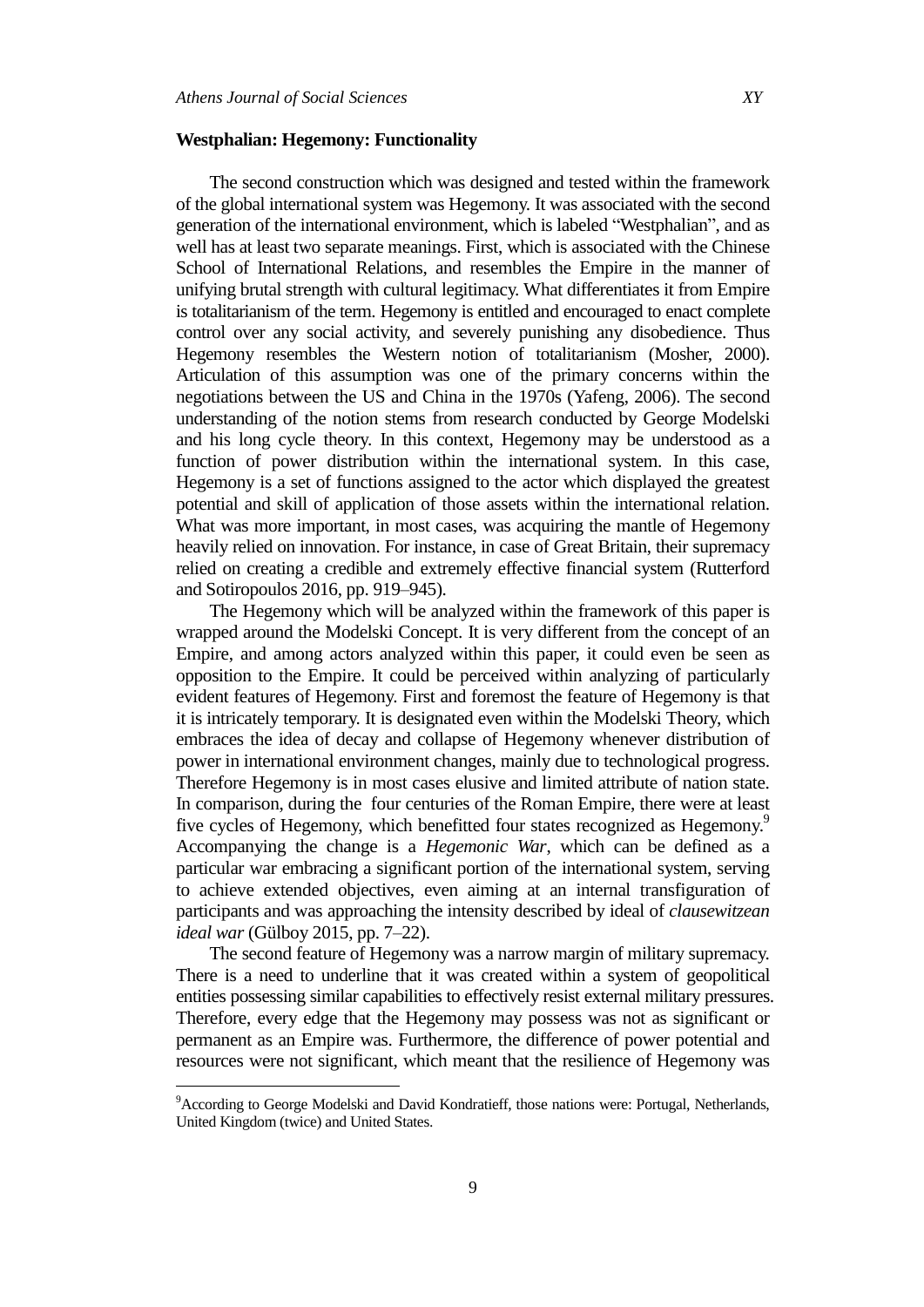**Westphalian: Hegemony: Functionality**

The second construction which was designed and tested within the framework of the global international system was Hegemony. It was associated with the second generation of the international environment, which is labeled "Westphalian", and as well has at least two separate meanings. First, which is associated with the Chinese School of International Relations, and resembles the Empire in the manner of unifying brutal strength with cultural legitimacy. What differentiates it from Empire is totalitarianism of the term. Hegemony is entitled and encouraged to enact complete control over any social activity, and severely punishing any disobedience. Thus Hegemony resembles the Western notion of totalitarianism (Mosher, 2000). Articulation of this assumption was one of the primary concerns within the negotiations between the US and China in the 1970s (Yafeng, 2006). The second understanding of the notion stems from research conducted by George Modelski and his long cycle theory. In this context, Hegemony may be understood as a function of power distribution within the international system. In this case, Hegemony is a set of functions assigned to the actor which displayed the greatest potential and skill of application of those assets within the international relation. What was more important, in most cases, was acquiring the mantle of Hegemony heavily relied on innovation. For instance, in case of Great Britain, their supremacy relied on creating a credible and extremely effective financial system (Rutterford and Sotiropoulos 2016, pp. 919–945).

The Hegemony which will be analyzed within the framework of this paper is wrapped around the Modelski Concept. It is very different from the concept of an Empire, and among actors analyzed within this paper, it could even be seen as opposition to the Empire. It could be perceived within analyzing of particularly evident features of Hegemony. First and foremost the feature of Hegemony is that it is intricately temporary. It is designated even within the Modelski Theory, which embraces the idea of decay and collapse of Hegemony whenever distribution of power in international environment changes, mainly due to technological progress. Therefore Hegemony is in most cases elusive and limited attribute of nation state. In comparison, during the four centuries of the Roman Empire, there were at least five cycles of Hegemony, which benefitted four states recognized as Hegemony.[9] Accompanying the change is a *Hegemonic War*, which can be defined as a particular war embracing a significant portion of the international system, serving to achieve extended objectives, even aiming at an internal transfiguration of participants and was approaching the intensity described by ideal of *clausewitzean ideal war* (Gülboy 2015, pp. 7–22).

The second feature of Hegemony was a narrow margin of military supremacy. There is a need to underline that it was created within a system of geopolitical entities possessing similar capabilities to effectively resist external military pressures. Therefore, every edge that the Hegemony may possess was not as significant or permanent as an Empire was. Furthermore, the difference of power potential and resources were not significant, which meant that the resilience of Hegemony was

[9]According to George Modelski and David Kondratieff, those nations were: Portugal, Netherlands, United Kingdom (twice) and United States.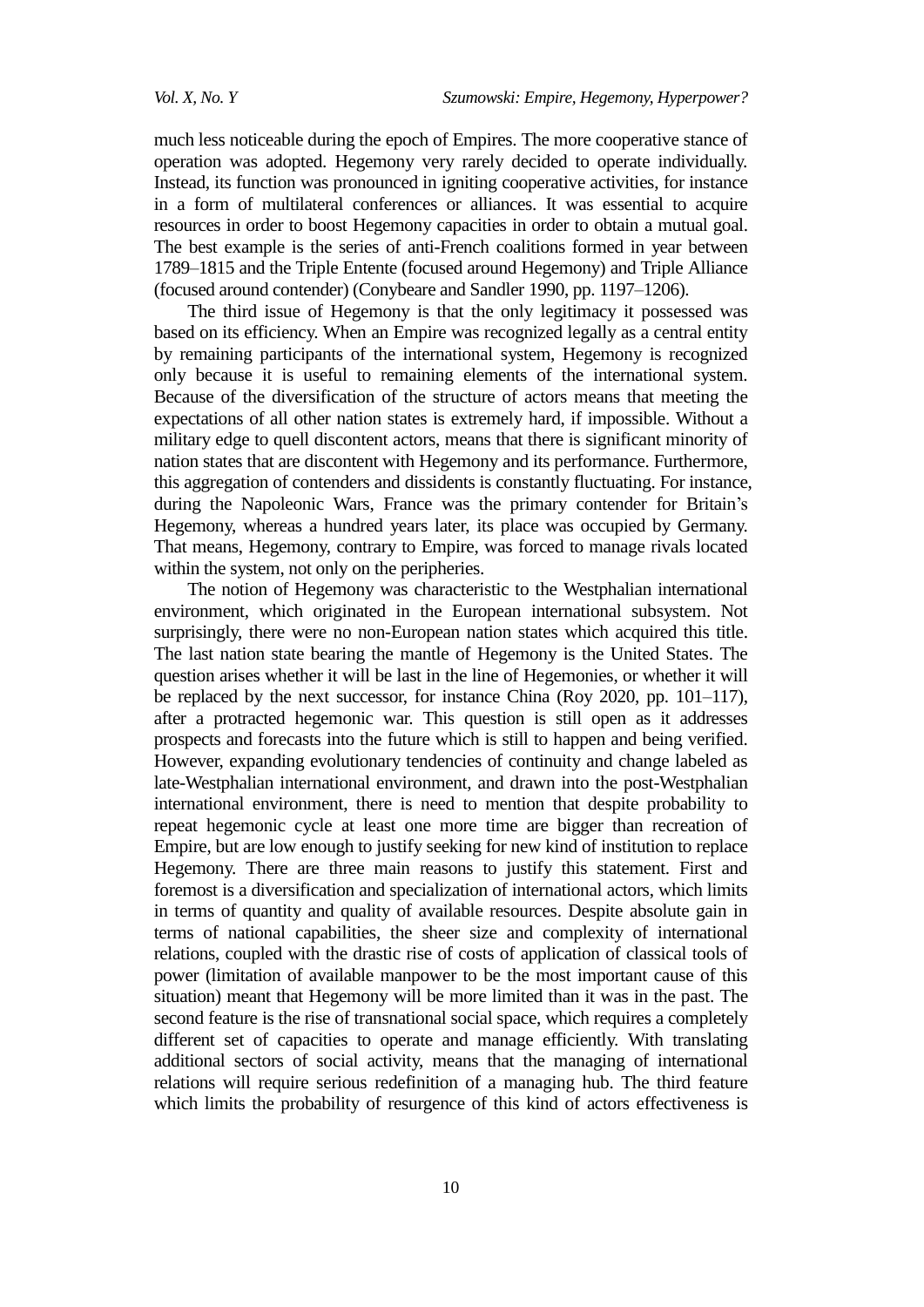much less noticeable during the epoch of Empires. The more cooperative stance of operation was adopted. Hegemony very rarely decided to operate individually. Instead, its function was pronounced in igniting cooperative activities, for instance in a form of multilateral conferences or alliances. It was essential to acquire resources in order to boost Hegemony capacities in order to obtain a mutual goal. The best example is the series of anti-French coalitions formed in year between 1789–1815 and the Triple Entente (focused around Hegemony) and Triple Alliance (focused around contender) (Conybeare and Sandler 1990, pp. 1197–1206).

The third issue of Hegemony is that the only legitimacy it possessed was based on its efficiency. When an Empire was recognized legally as a central entity by remaining participants of the international system, Hegemony is recognized only because it is useful to remaining elements of the international system. Because of the diversification of the structure of actors means that meeting the expectations of all other nation states is extremely hard, if impossible. Without a military edge to quell discontent actors, means that there is significant minority of nation states that are discontent with Hegemony and its performance. Furthermore, this aggregation of contenders and dissidents is constantly fluctuating. For instance, during the Napoleonic Wars, France was the primary contender for Britain's Hegemony, whereas a hundred years later, its place was occupied by Germany. That means, Hegemony, contrary to Empire, was forced to manage rivals located within the system, not only on the peripheries.

The notion of Hegemony was characteristic to the Westphalian international environment, which originated in the European international subsystem. Not surprisingly, there were no non-European nation states which acquired this title. The last nation state bearing the mantle of Hegemony is the United States. The question arises whether it will be last in the line of Hegemonies, or whether it will be replaced by the next successor, for instance China (Roy 2020, pp. 101–117), after a protracted hegemonic war. This question is still open as it addresses prospects and forecasts into the future which is still to happen and being verified. However, expanding evolutionary tendencies of continuity and change labeled as late-Westphalian international environment, and drawn into the post-Westphalian international environment, there is need to mention that despite probability to repeat hegemonic cycle at least one more time are bigger than recreation of Empire, but are low enough to justify seeking for new kind of institution to replace Hegemony. There are three main reasons to justify this statement. First and foremost is a diversification and specialization of international actors, which limits in terms of quantity and quality of available resources. Despite absolute gain in terms of national capabilities, the sheer size and complexity of international relations, coupled with the drastic rise of costs of application of classical tools of power (limitation of available manpower to be the most important cause of this situation) meant that Hegemony will be more limited than it was in the past. The second feature is the rise of transnational social space, which requires a completely different set of capacities to operate and manage efficiently. With translating additional sectors of social activity, means that the managing of international relations will require serious redefinition of a managing hub. The third feature which limits the probability of resurgence of this kind of actors effectiveness is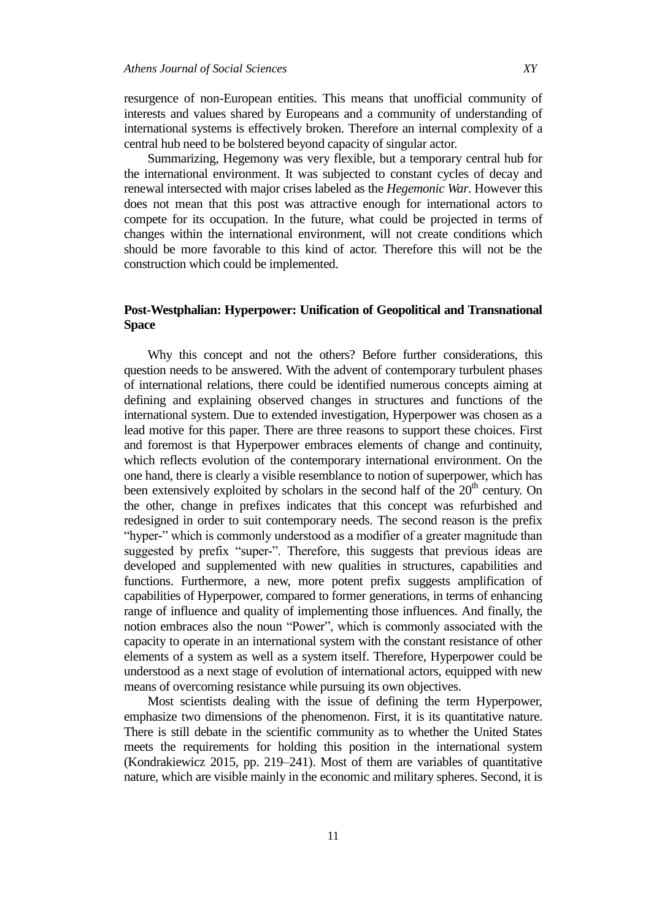resurgence of non-European entities. This means that unofficial community of interests and values shared by Europeans and a community of understanding of international systems is effectively broken. Therefore an internal complexity of a central hub need to be bolstered beyond capacity of singular actor.

Summarizing, Hegemony was very flexible, but a temporary central hub for the international environment. It was subjected to constant cycles of decay and renewal intersected with major crises labeled as the *Hegemonic War*. However this does not mean that this post was attractive enough for international actors to compete for its occupation. In the future, what could be projected in terms of changes within the international environment, will not create conditions which should be more favorable to this kind of actor. Therefore this will not be the construction which could be implemented.

## Post-Westphalian: Hyperpower: Unification of Geopolitical and Transnational Space

Why this concept and not the others? Before further considerations, this question needs to be answered. With the advent of contemporary turbulent phases of international relations, there could be identified numerous concepts aiming at defining and explaining observed changes in structures and functions of the international system. Due to extended investigation, Hyperpower was chosen as a lead motive for this paper. There are three reasons to support these choices. First and foremost is that Hyperpower embraces elements of change and continuity, which reflects evolution of the contemporary international environment. On the one hand, there is clearly a visible resemblance to notion of superpower, which has been extensively exploited by scholars in the second half of the 20th century. On the other, change in prefixes indicates that this concept was refurbished and redesigned in order to suit contemporary needs. The second reason is the prefix "hyper-" which is commonly understood as a modifier of a greater magnitude than suggested by prefix "super-". Therefore, this suggests that previous ideas are developed and supplemented with new qualities in structures, capabilities and functions. Furthermore, a new, more potent prefix suggests amplification of capabilities of Hyperpower, compared to former generations, in terms of enhancing range of influence and quality of implementing those influences. And finally, the notion embraces also the noun "Power", which is commonly associated with the capacity to operate in an international system with the constant resistance of other elements of a system as well as a system itself. Therefore, Hyperpower could be understood as a next stage of evolution of international actors, equipped with new means of overcoming resistance while pursuing its own objectives.

Most scientists dealing with the issue of defining the term Hyperpower, emphasize two dimensions of the phenomenon. First, it is its quantitative nature. There is still debate in the scientific community as to whether the United States meets the requirements for holding this position in the international system (Kondrakiewicz 2015, pp. 219–241). Most of them are variables of quantitative nature, which are visible mainly in the economic and military spheres. Second, it is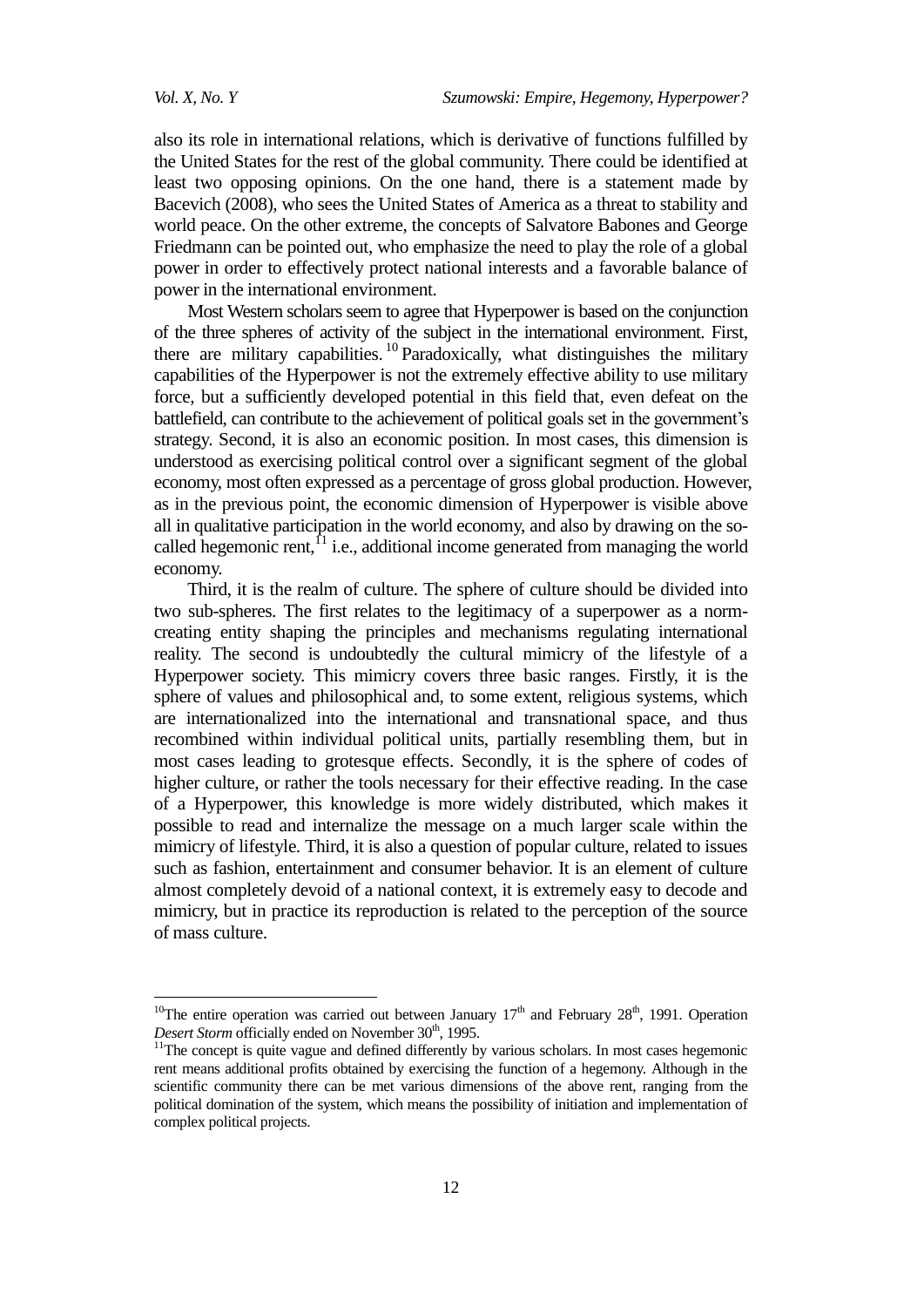also its role in international relations, which is derivative of functions fulfilled by the United States for the rest of the global community. There could be identified at least two opposing opinions. On the one hand, there is a statement made by Bacevich (2008), who sees the United States of America as a threat to stability and world peace. On the other extreme, the concepts of Salvatore Babones and George Friedmann can be pointed out, who emphasize the need to play the role of a global power in order to effectively protect national interests and a favorable balance of power in the international environment.

Most Western scholars seem to agree that Hyperpower is based on the conjunction of the three spheres of activity of the subject in the international environment. First, there are military capabilities.[10] Paradoxically, what distinguishes the military capabilities of the Hyperpower is not the extremely effective ability to use military force, but a sufficiently developed potential in this field that, even defeat on the battlefield, can contribute to the achievement of political goals set in the government's strategy. Second, it is also an economic position. In most cases, this dimension is understood as exercising political control over a significant segment of the global economy, most often expressed as a percentage of gross global production. However, as in the previous point, the economic dimension of Hyperpower is visible above all in qualitative participation in the world economy, and also by drawing on the so-called hegemonic rent,[11] i.e., additional income generated from managing the world economy.

Third, it is the realm of culture. The sphere of culture should be divided into two sub-spheres. The first relates to the legitimacy of a superpower as a norm-creating entity shaping the principles and mechanisms regulating international reality. The second is undoubtedly the cultural mimicry of the lifestyle of a Hyperpower society. This mimicry covers three basic ranges. Firstly, it is the sphere of values and philosophical and, to some extent, religious systems, which are internationalized into the international and transnational space, and thus recombined within individual political units, partially resembling them, but in most cases leading to grotesque effects. Secondly, it is the sphere of codes of higher culture, or rather the tools necessary for their effective reading. In the case of a Hyperpower, this knowledge is more widely distributed, which makes it possible to read and internalize the message on a much larger scale within the mimicry of lifestyle. Third, it is also a question of popular culture, related to issues such as fashion, entertainment and consumer behavior. It is an element of culture almost completely devoid of a national context, it is extremely easy to decode and mimicry, but in practice its reproduction is related to the perception of the source of mass culture.

---

[10] The entire operation was carried out between January 17th and February 28th, 1991. Operation *Desert Storm* officially ended on November 30th, 1995.

[11] The concept is quite vague and defined differently by various scholars. In most cases hegemonic rent means additional profits obtained by exercising the function of a hegemony. Although in the scientific community there can be met various dimensions of the above rent, ranging from the political domination of the system, which means the possibility of initiation and implementation of complex political projects.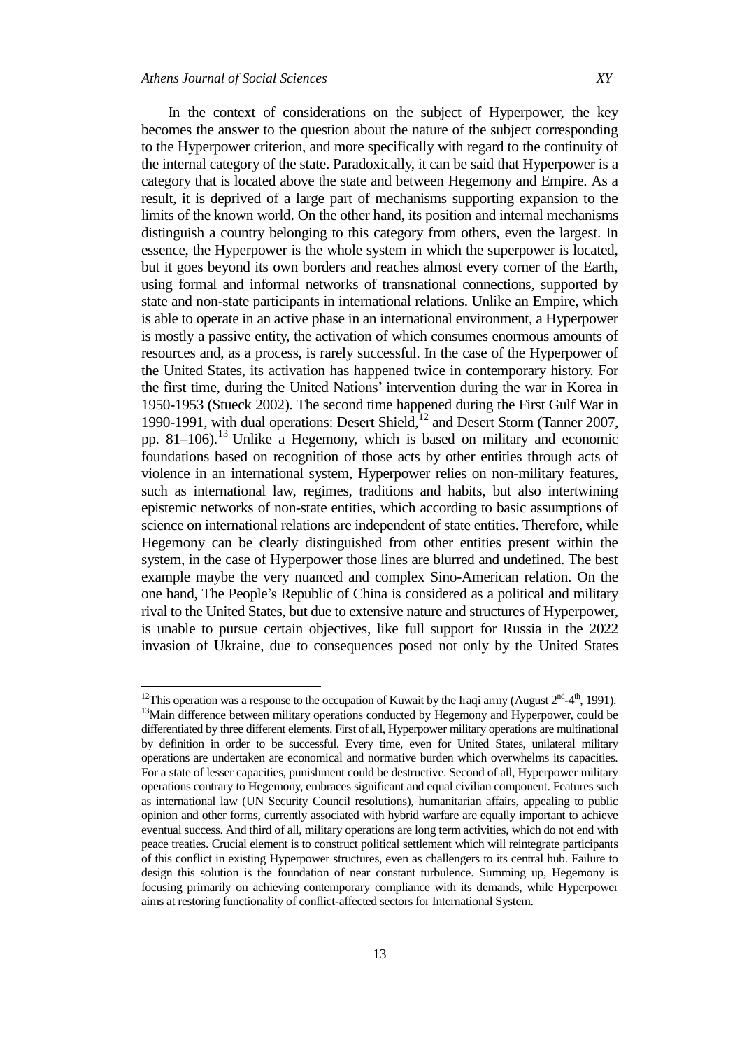In the context of considerations on the subject of Hyperpower, the key becomes the answer to the question about the nature of the subject corresponding to the Hyperpower criterion, and more specifically with regard to the continuity of the internal category of the state. Paradoxically, it can be said that Hyperpower is a category that is located above the state and between Hegemony and Empire. As a result, it is deprived of a large part of mechanisms supporting expansion to the limits of the known world. On the other hand, its position and internal mechanisms distinguish a country belonging to this category from others, even the largest. In essence, the Hyperpower is the whole system in which the superpower is located, but it goes beyond its own borders and reaches almost every corner of the Earth, using formal and informal networks of transnational connections, supported by state and non-state participants in international relations. Unlike an Empire, which is able to operate in an active phase in an international environment, a Hyperpower is mostly a passive entity, the activation of which consumes enormous amounts of resources and, as a process, is rarely successful. In the case of the Hyperpower of the United States, its activation has happened twice in contemporary history. For the first time, during the United Nations' intervention during the war in Korea in 1950-1953 (Stueck 2002). The second time happened during the First Gulf War in 1990-1991, with dual operations: Desert Shield,[12] and Desert Storm (Tanner 2007, pp. 81–106).[13] Unlike a Hegemony, which is based on military and economic foundations based on recognition of those acts by other entities through acts of violence in an international system, Hyperpower relies on non-military features, such as international law, regimes, traditions and habits, but also intertwining epistemic networks of non-state entities, which according to basic assumptions of science on international relations are independent of state entities. Therefore, while Hegemony can be clearly distinguished from other entities present within the system, in the case of Hyperpower those lines are blurred and undefined. The best example maybe the very nuanced and complex Sino-American relation. On the one hand, The People's Republic of China is considered as a political and military rival to the United States, but due to extensive nature and structures of Hyperpower, is unable to pursue certain objectives, like full support for Russia in the 2022 invasion of Ukraine, due to consequences posed not only by the United States

---

[12] This operation was a response to the occupation of Kuwait by the Iraqi army (August 2nd-4th, 1991).

[13] Main difference between military operations conducted by Hegemony and Hyperpower, could be differentiated by three different elements. First of all, Hyperpower military operations are multinational by definition in order to be successful. Every time, even for United States, unilateral military operations are undertaken are economical and normative burden which overwhelms its capacities. For a state of lesser capacities, punishment could be destructive. Second of all, Hyperpower military operations contrary to Hegemony, embraces significant and equal civilian component. Features such as international law (UN Security Council resolutions), humanitarian affairs, appealing to public opinion and other forms, currently associated with hybrid warfare are equally important to achieve eventual success. And third of all, military operations are long term activities, which do not end with peace treaties. Crucial element is to construct political settlement which will reintegrate participants of this conflict in existing Hyperpower structures, even as challengers to its central hub. Failure to design this solution is the foundation of near constant turbulence. Summing up, Hegemony is focusing primarily on achieving contemporary compliance with its demands, while Hyperpower aims at restoring functionality of conflict-affected sectors for International System.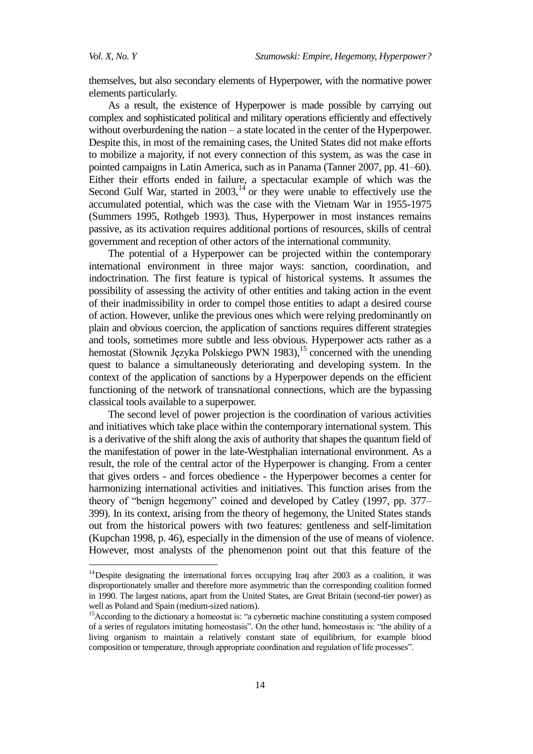themselves, but also secondary elements of Hyperpower, with the normative power elements particularly.

As a result, the existence of Hyperpower is made possible by carrying out complex and sophisticated political and military operations efficiently and effectively without overburdening the nation – a state located in the center of the Hyperpower. Despite this, in most of the remaining cases, the United States did not make efforts to mobilize a majority, if not every connection of this system, as was the case in pointed campaigns in Latin America, such as in Panama (Tanner 2007, pp. 41–60). Either their efforts ended in failure, a spectacular example of which was the Second Gulf War, started in 2003,[14] or they were unable to effectively use the accumulated potential, which was the case with the Vietnam War in 1955-1975 (Summers 1995, Rothgeb 1993). Thus, Hyperpower in most instances remains passive, as its activation requires additional portions of resources, skills of central government and reception of other actors of the international community.

The potential of a Hyperpower can be projected within the contemporary international environment in three major ways: sanction, coordination, and indoctrination. The first feature is typical of historical systems. It assumes the possibility of assessing the activity of other entities and taking action in the event of their inadmissibility in order to compel those entities to adapt a desired course of action. However, unlike the previous ones which were relying predominantly on plain and obvious coercion, the application of sanctions requires different strategies and tools, sometimes more subtle and less obvious. Hyperpower acts rather as a hemostat (Słownik Języka Polskiego PWN 1983),[15] concerned with the unending quest to balance a simultaneously deteriorating and developing system. In the context of the application of sanctions by a Hyperpower depends on the efficient functioning of the network of transnational connections, which are the bypassing classical tools available to a superpower.

The second level of power projection is the coordination of various activities and initiatives which take place within the contemporary international system. This is a derivative of the shift along the axis of authority that shapes the quantum field of the manifestation of power in the late-Westphalian international environment. As a result, the role of the central actor of the Hyperpower is changing. From a center that gives orders - and forces obedience - the Hyperpower becomes a center for harmonizing international activities and initiatives. This function arises from the theory of "benign hegemony" coined and developed by Catley (1997, pp. 377–399). In its context, arising from the theory of hegemony, the United States stands out from the historical powers with two features: gentleness and self-limitation (Kupchan 1998, p. 46), especially in the dimension of the use of means of violence. However, most analysts of the phenomenon point out that this feature of the

---

[14] Despite designating the international forces occupying Iraq after 2003 as a coalition, it was disproportionately smaller and therefore more asymmetric than the corresponding coalition formed in 1990. The largest nations, apart from the United States, are Great Britain (second-tier power) as well as Poland and Spain (medium-sized nations).

[15] According to the dictionary a homeostat is: "a cybernetic machine constituting a system composed of a series of regulators imitating homeostasis". On the other hand, homeostasis is: "the ability of a living organism to maintain a relatively constant state of equilibrium, for example blood composition or temperature, through appropriate coordination and regulation of life processes".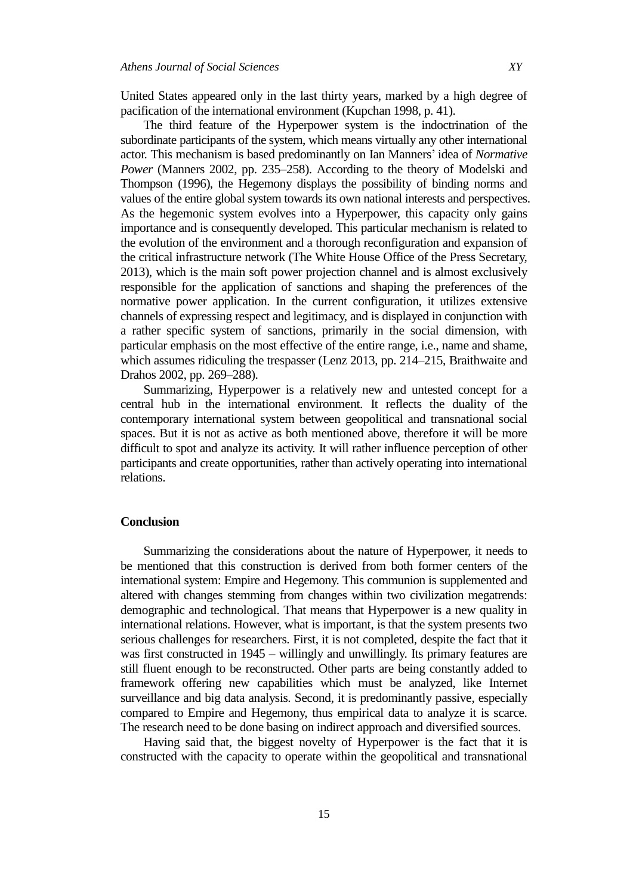United States appeared only in the last thirty years, marked by a high degree of pacification of the international environment (Kupchan 1998, p. 41).

The third feature of the Hyperpower system is the indoctrination of the subordinate participants of the system, which means virtually any other international actor. This mechanism is based predominantly on Ian Manners' idea of *Normative Power* (Manners 2002, pp. 235–258). According to the theory of Modelski and Thompson (1996), the Hegemony displays the possibility of binding norms and values of the entire global system towards its own national interests and perspectives. As the hegemonic system evolves into a Hyperpower, this capacity only gains importance and is consequently developed. This particular mechanism is related to the evolution of the environment and a thorough reconfiguration and expansion of the critical infrastructure network (The White House Office of the Press Secretary, 2013), which is the main soft power projection channel and is almost exclusively responsible for the application of sanctions and shaping the preferences of the normative power application. In the current configuration, it utilizes extensive channels of expressing respect and legitimacy, and is displayed in conjunction with a rather specific system of sanctions, primarily in the social dimension, with particular emphasis on the most effective of the entire range, i.e., name and shame, which assumes ridiculing the trespasser (Lenz 2013, pp. 214–215, Braithwaite and Drahos 2002, pp. 269–288).

Summarizing, Hyperpower is a relatively new and untested concept for a central hub in the international environment. It reflects the duality of the contemporary international system between geopolitical and transnational social spaces. But it is not as active as both mentioned above, therefore it will be more difficult to spot and analyze its activity. It will rather influence perception of other participants and create opportunities, rather than actively operating into international relations.

## Conclusion

Summarizing the considerations about the nature of Hyperpower, it needs to be mentioned that this construction is derived from both former centers of the international system: Empire and Hegemony. This communion is supplemented and altered with changes stemming from changes within two civilization megatrends: demographic and technological. That means that Hyperpower is a new quality in international relations. However, what is important, is that the system presents two serious challenges for researchers. First, it is not completed, despite the fact that it was first constructed in 1945 – willingly and unwillingly. Its primary features are still fluent enough to be reconstructed. Other parts are being constantly added to framework offering new capabilities which must be analyzed, like Internet surveillance and big data analysis. Second, it is predominantly passive, especially compared to Empire and Hegemony, thus empirical data to analyze it is scarce. The research need to be done basing on indirect approach and diversified sources.

Having said that, the biggest novelty of Hyperpower is the fact that it is constructed with the capacity to operate within the geopolitical and transnational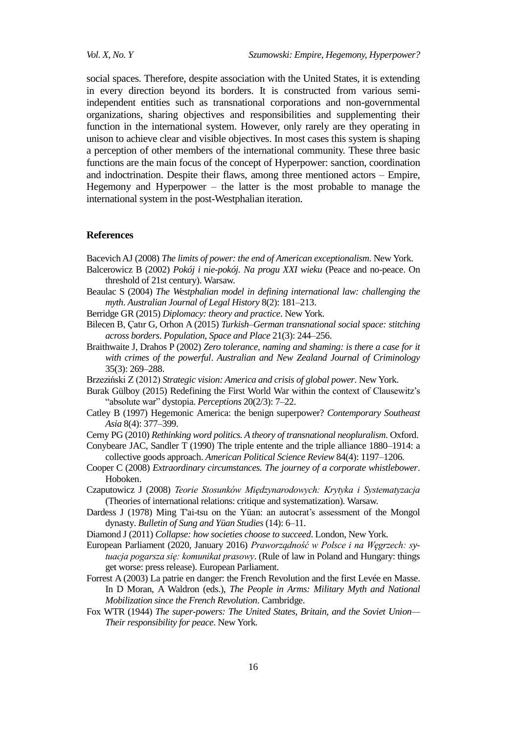social spaces. Therefore, despite association with the United States, it is extending in every direction beyond its borders. It is constructed from various semi-independent entities such as transnational corporations and non-governmental organizations, sharing objectives and responsibilities and supplementing their function in the international system. However, only rarely are they operating in unison to achieve clear and visible objectives. In most cases this system is shaping a perception of other members of the international community. These three basic functions are the main focus of the concept of Hyperpower: sanction, coordination and indoctrination. Despite their flaws, among three mentioned actors – Empire, Hegemony and Hyperpower – the latter is the most probable to manage the international system in the post-Westphalian iteration.

## References

Bacevich AJ (2008) *The limits of power: the end of American exceptionalism*. New York.

Balcerowicz B (2002) *Pokój i nie-pokój. Na progu XXI wieku* (Peace and no-peace. On threshold of 21st century). Warsaw.

Beaulac S (2004) *The Westphalian model in defining international law: challenging the myth*. *Australian Journal of Legal History* 8(2): 181–213.

Berridge GR (2015) *Diplomacy: theory and practice*. New York.

Bilecen B, Çatır G, Orhon A (2015) *Turkish–German transnational social space: stitching across borders*. *Population, Space and Place* 21(3): 244–256.

Braithwaite J, Drahos P (2002) *Zero tolerance, naming and shaming: is there a case for it with crimes of the powerful*. *Australian and New Zealand Journal of Criminology* 35(3): 269–288.

Brzeziński Z (2012) *Strategic vision: America and crisis of global power*. New York.

Burak Gülboy (2015) Redefining the First World War within the context of Clausewitz's "absolute war" dystopia. *Perceptions* 20(2/3): 7–22.

Catley B (1997) Hegemonic America: the benign superpower? *Contemporary Southeast Asia* 8(4): 377–399.

Cerny PG (2010) *Rethinking word politics. A theory of transnational neopluralism*. Oxford.

Conybeare JAC, Sandler T (1990) The triple entente and the triple alliance 1880–1914: a collective goods approach. *American Political Science Review* 84(4): 1197–1206.

Cooper C (2008) *Extraordinary circumstances. The journey of a corporate whistlebower*. Hoboken.

Czaputowicz J (2008) *Teorie Stosunków Międzynarodowych: Krytyka i Systematyzacja* (Theories of international relations: critique and systematization). Warsaw.

Dardess J (1978) Ming T'ai-tsu on the Yüan: an autocrat's assessment of the Mongol dynasty. *Bulletin of Sung and Yüan Studies* (14): 6–11.

Diamond J (2011) *Collapse: how societies choose to succeed*. London, New York.

European Parliament (2020, January 2016) *Praworządność w Polsce i na Węgrzech: sytuacja pogarsza się: komunikat prasowy*. (Rule of law in Poland and Hungary: things get worse: press release). European Parliament.

Forrest A (2003) La patrie en danger: the French Revolution and the first Levée en Masse. In D Moran, A Waldron (eds.), *The People in Arms: Military Myth and National Mobilization since the French Revolution*. Cambridge.

Fox WTR (1944) *The super-powers: The United States, Britain, and the Soviet Union—Their responsibility for peace*. New York.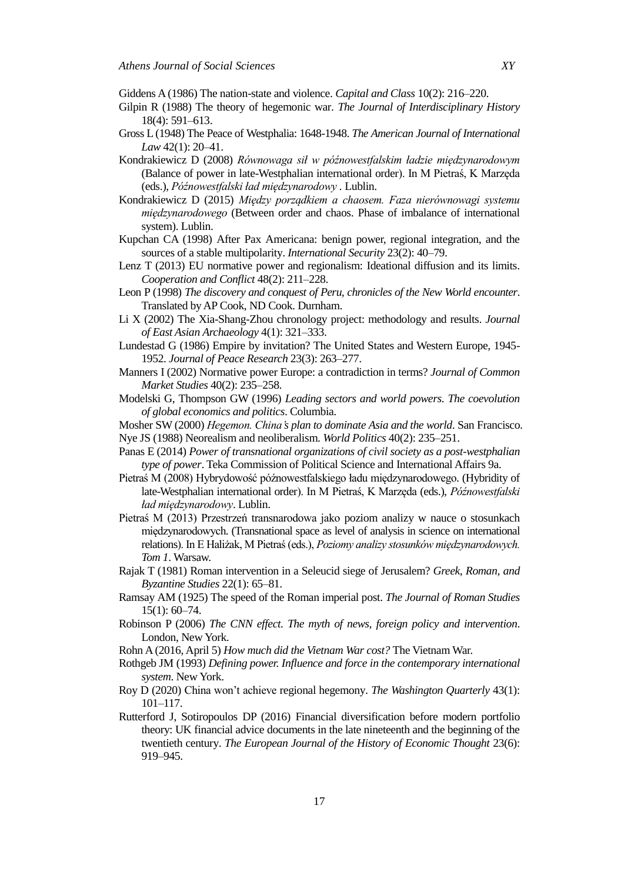Giddens A (1986) The nation-state and violence. *Capital and Class* 10(2): 216–220.

Gilpin R (1988) The theory of hegemonic war. *The Journal of Interdisciplinary History* 18(4): 591–613.

Gross L (1948) The Peace of Westphalia: 1648-1948. *The American Journal of International Law* 42(1): 20–41.

Kondrakiewicz D (2008) *Równowaga sił w późnowestfalskim ładzie międzynarodowym* (Balance of power in late-Westphalian international order). In M Pietraś, K Marzęda (eds.), *Późnowestfalski ład międzynarodowy* . Lublin.

Kondrakiewicz D (2015) *Między porządkiem a chaosem. Faza nierównowagi systemu międzynarodowego* (Between order and chaos. Phase of imbalance of international system). Lublin.

Kupchan CA (1998) After Pax Americana: benign power, regional integration, and the sources of a stable multipolarity. *International Security* 23(2): 40–79.

Lenz T (2013) EU normative power and regionalism: Ideational diffusion and its limits. *Cooperation and Conflict* 48(2): 211–228.

Leon P (1998) *The discovery and conquest of Peru, chronicles of the New World encounter*. Translated by AP Cook, ND Cook. Durnham.

Li X (2002) The Xia-Shang-Zhou chronology project: methodology and results. *Journal of East Asian Archaeology* 4(1): 321–333.

Lundestad G (1986) Empire by invitation? The United States and Western Europe, 1945-1952. *Journal of Peace Research* 23(3): 263–277.

Manners I (2002) Normative power Europe: a contradiction in terms? *Journal of Common Market Studies* 40(2): 235–258.

Modelski G, Thompson GW (1996) *Leading sectors and world powers. The coevolution of global economics and politics*. Columbia.

Mosher SW (2000) *Hegemon. China's plan to dominate Asia and the world*. San Francisco.

Nye JS (1988) Neorealism and neoliberalism. *World Politics* 40(2): 235–251.

Panas E (2014) *Power of transnational organizations of civil society as a post-westphalian type of power*. Teka Commission of Political Science and International Affairs 9a.

Pietraś M (2008) Hybrydowość późnowestfalskiego ładu międzynarodowego. (Hybridity of late-Westphalian international order). In M Pietraś, K Marzęda (eds.), *Późnowestfalski ład międzynarodowy*. Lublin.

Pietraś M (2013) Przestrzeń transnarodowa jako poziom analizy w nauce o stosunkach międzynarodowych. (Transnational space as level of analysis in science on international relations). In E Haliżak, M Pietraś (eds.), *Poziomy analizy stosunków międzynarodowych. Tom 1*. Warsaw.

Rajak T (1981) Roman intervention in a Seleucid siege of Jerusalem? *Greek, Roman, and Byzantine Studies* 22(1): 65–81.

Ramsay AM (1925) The speed of the Roman imperial post. *The Journal of Roman Studies* 15(1): 60–74.

Robinson P (2006) *The CNN effect. The myth of news, foreign policy and intervention*. London, New York.

Rohn A (2016, April 5) *How much did the Vietnam War cost?* The Vietnam War.

Rothgeb JM (1993) *Defining power. Influence and force in the contemporary international system*. New York.

Roy D (2020) China won't achieve regional hegemony. *The Washington Quarterly* 43(1): 101–117.

Rutterford J, Sotiropoulos DP (2016) Financial diversification before modern portfolio theory: UK financial advice documents in the late nineteenth and the beginning of the twentieth century. *The European Journal of the History of Economic Thought* 23(6): 919–945.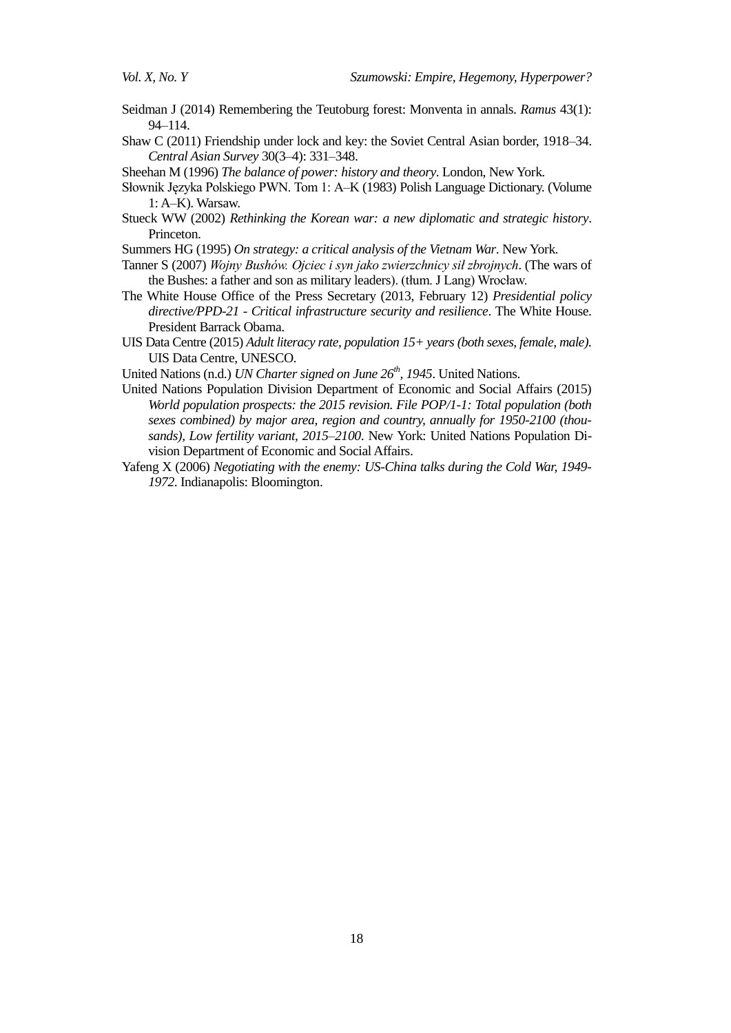Seidman J (2014) Remembering the Teutoburg forest: Monventa in annals. *Ramus* 43(1): 94–114.

Shaw C (2011) Friendship under lock and key: the Soviet Central Asian border, 1918–34. *Central Asian Survey* 30(3–4): 331–348.

Sheehan M (1996) *The balance of power: history and theory*. London, New York.

Słownik Języka Polskiego PWN. Tom 1: A–K (1983) Polish Language Dictionary. (Volume 1: A–K). Warsaw.

Stueck WW (2002) *Rethinking the Korean war: a new diplomatic and strategic history*. Princeton.

Summers HG (1995) *On strategy: a critical analysis of the Vietnam War*. New York.

Tanner S (2007) *Wojny Bushów. Ojciec i syn jako zwierzchnicy sił zbrojnych*. (The wars of the Bushes: a father and son as military leaders). (tłum. J Lang) Wrocław.

The White House Office of the Press Secretary (2013, February 12) *Presidential policy directive/PPD-21 - Critical infrastructure security and resilience*. The White House. President Barrack Obama.

UIS Data Centre (2015) *Adult literacy rate, population 15+ years (both sexes, female, male)*. UIS Data Centre, UNESCO.

United Nations (n.d.) *UN Charter signed on June 26th, 1945*. United Nations.

United Nations Population Division Department of Economic and Social Affairs (2015) *World population prospects: the 2015 revision. File POP/1-1: Total population (both sexes combined) by major area, region and country, annually for 1950-2100 (thousands), Low fertility variant, 2015–2100*. New York: United Nations Population Division Department of Economic and Social Affairs.

Yafeng X (2006) *Negotiating with the enemy: US-China talks during the Cold War, 1949-1972*. Indianapolis: Bloomington.